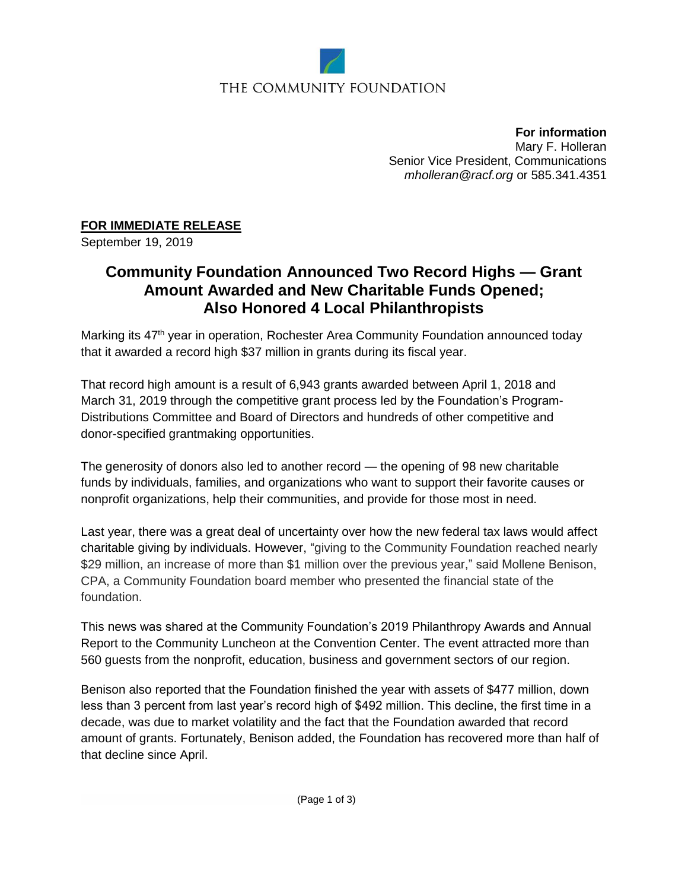THE COMMUNITY FOUNDATION

**For information**
Mary F. Holleran
Senior Vice President, Communications
*mholleran@racf.org* or 585.341.4351

**FOR IMMEDIATE RELEASE**
September 19, 2019

# Community Foundation Announced Two Record Highs — Grant Amount Awarded and New Charitable Funds Opened; Also Honored 4 Local Philanthropists

Marking its 47th year in operation, Rochester Area Community Foundation announced today that it awarded a record high $37 million in grants during its fiscal year.

That record high amount is a result of 6,943 grants awarded between April 1, 2018 and March 31, 2019 through the competitive grant process led by the Foundation's Program-Distributions Committee and Board of Directors and hundreds of other competitive and donor-specified grantmaking opportunities.

The generosity of donors also led to another record — the opening of 98 new charitable funds by individuals, families, and organizations who want to support their favorite causes or nonprofit organizations, help their communities, and provide for those most in need.

Last year, there was a great deal of uncertainty over how the new federal tax laws would affect charitable giving by individuals. However, "giving to the Community Foundation reached nearly $29 million, an increase of more than $1 million over the previous year," said Mollene Benison, CPA, a Community Foundation board member who presented the financial state of the foundation.

This news was shared at the Community Foundation's 2019 Philanthropy Awards and Annual Report to the Community Luncheon at the Convention Center. The event attracted more than 560 guests from the nonprofit, education, business and government sectors of our region.

Benison also reported that the Foundation finished the year with assets of $477 million, down less than 3 percent from last year's record high of $492 million. This decline, the first time in a decade, was due to market volatility and the fact that the Foundation awarded that record amount of grants. Fortunately, Benison added, the Foundation has recovered more than half of that decline since April.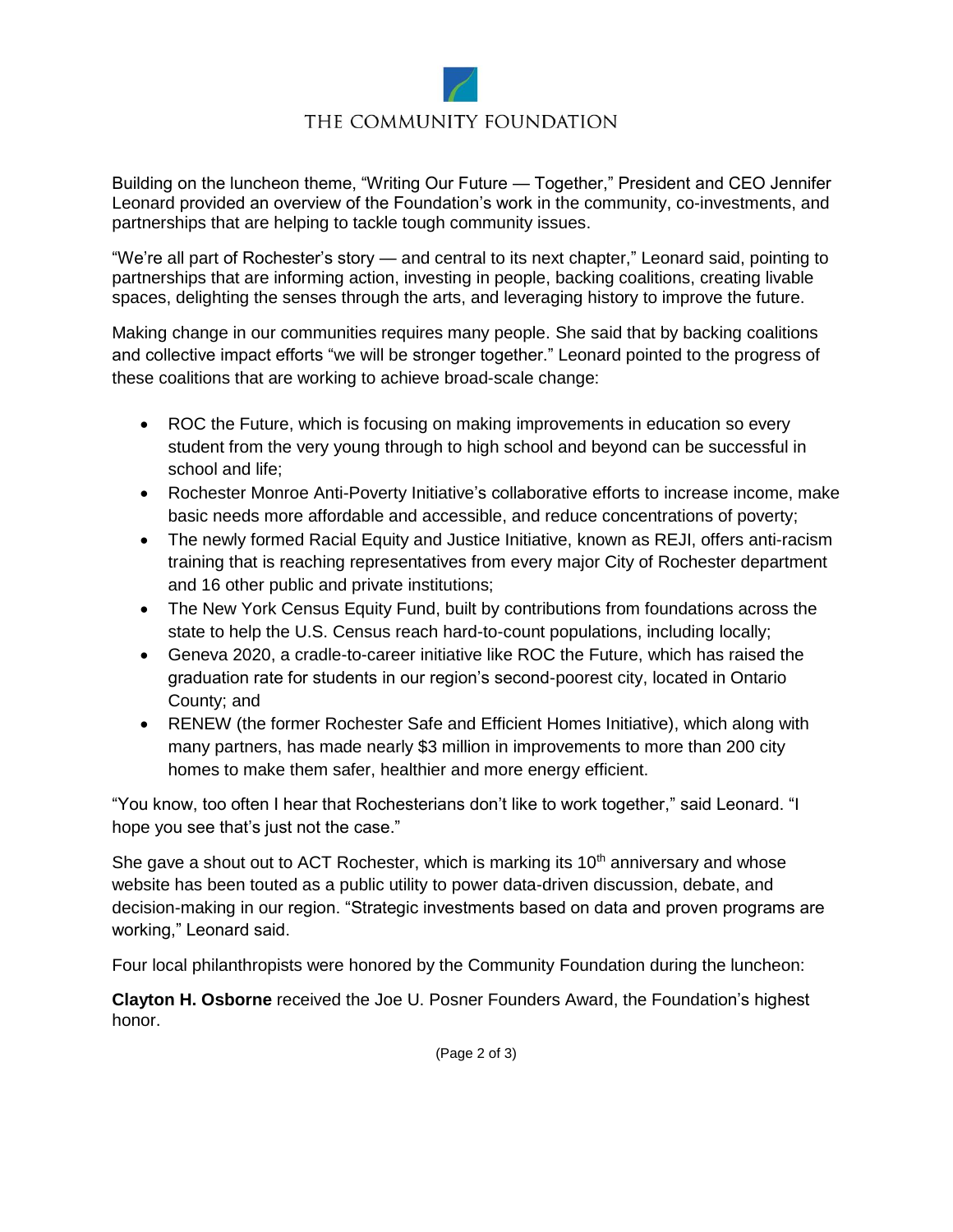Building on the luncheon theme, “Writing Our Future — Together,” President and CEO Jennifer Leonard provided an overview of the Foundation’s work in the community, co-investments, and partnerships that are helping to tackle tough community issues.

“We’re all part of Rochester’s story — and central to its next chapter,” Leonard said, pointing to partnerships that are informing action, investing in people, backing coalitions, creating livable spaces, delighting the senses through the arts, and leveraging history to improve the future.

Making change in our communities requires many people. She said that by backing coalitions and collective impact efforts “we will be stronger together.” Leonard pointed to the progress of these coalitions that are working to achieve broad-scale change:

- ROC the Future, which is focusing on making improvements in education so every student from the very young through to high school and beyond can be successful in school and life;
- Rochester Monroe Anti-Poverty Initiative’s collaborative efforts to increase income, make basic needs more affordable and accessible, and reduce concentrations of poverty;
- The newly formed Racial Equity and Justice Initiative, known as REJI, offers anti-racism training that is reaching representatives from every major City of Rochester department and 16 other public and private institutions;
- The New York Census Equity Fund, built by contributions from foundations across the state to help the U.S. Census reach hard-to-count populations, including locally;
- Geneva 2020, a cradle-to-career initiative like ROC the Future, which has raised the graduation rate for students in our region’s second-poorest city, located in Ontario County; and
- RENEW (the former Rochester Safe and Efficient Homes Initiative), which along with many partners, has made nearly $3 million in improvements to more than 200 city homes to make them safer, healthier and more energy efficient.

“You know, too often I hear that Rochesterians don’t like to work together,” said Leonard. “I hope you see that’s just not the case.”

She gave a shout out to ACT Rochester, which is marking its 10th anniversary and whose website has been touted as a public utility to power data-driven discussion, debate, and decision-making in our region. “Strategic investments based on data and proven programs are working,” Leonard said.

Four local philanthropists were honored by the Community Foundation during the luncheon:

**Clayton H. Osborne** received the Joe U. Posner Founders Award, the Foundation’s highest honor.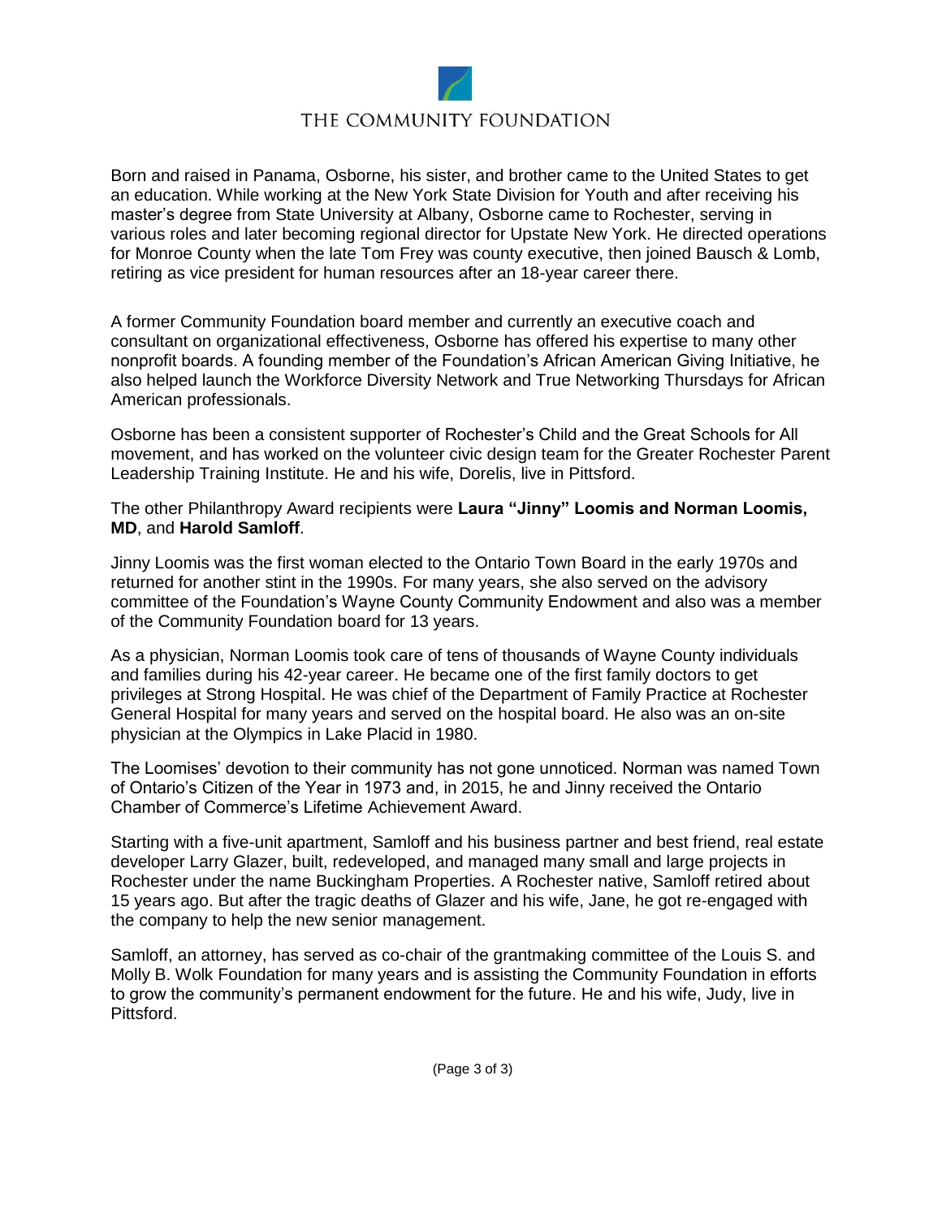Born and raised in Panama, Osborne, his sister, and brother came to the United States to get an education. While working at the New York State Division for Youth and after receiving his master's degree from State University at Albany, Osborne came to Rochester, serving in various roles and later becoming regional director for Upstate New York. He directed operations for Monroe County when the late Tom Frey was county executive, then joined Bausch & Lomb, retiring as vice president for human resources after an 18-year career there.

A former Community Foundation board member and currently an executive coach and consultant on organizational effectiveness, Osborne has offered his expertise to many other nonprofit boards. A founding member of the Foundation's African American Giving Initiative, he also helped launch the Workforce Diversity Network and True Networking Thursdays for African American professionals.

Osborne has been a consistent supporter of Rochester's Child and the Great Schools for All movement, and has worked on the volunteer civic design team for the Greater Rochester Parent Leadership Training Institute. He and his wife, Dorelis, live in Pittsford.

The other Philanthropy Award recipients were **Laura "Jinny" Loomis and Norman Loomis, MD**, and **Harold Samloff**.

Jinny Loomis was the first woman elected to the Ontario Town Board in the early 1970s and returned for another stint in the 1990s. For many years, she also served on the advisory committee of the Foundation's Wayne County Community Endowment and also was a member of the Community Foundation board for 13 years.

As a physician, Norman Loomis took care of tens of thousands of Wayne County individuals and families during his 42-year career. He became one of the first family doctors to get privileges at Strong Hospital. He was chief of the Department of Family Practice at Rochester General Hospital for many years and served on the hospital board. He also was an on-site physician at the Olympics in Lake Placid in 1980.

The Loomises' devotion to their community has not gone unnoticed. Norman was named Town of Ontario's Citizen of the Year in 1973 and, in 2015, he and Jinny received the Ontario Chamber of Commerce's Lifetime Achievement Award.

Starting with a five-unit apartment, Samloff and his business partner and best friend, real estate developer Larry Glazer, built, redeveloped, and managed many small and large projects in Rochester under the name Buckingham Properties. A Rochester native, Samloff retired about 15 years ago. But after the tragic deaths of Glazer and his wife, Jane, he got re-engaged with the company to help the new senior management.

Samloff, an attorney, has served as co-chair of the grantmaking committee of the Louis S. and Molly B. Wolk Foundation for many years and is assisting the Community Foundation in efforts to grow the community's permanent endowment for the future. He and his wife, Judy, live in Pittsford.